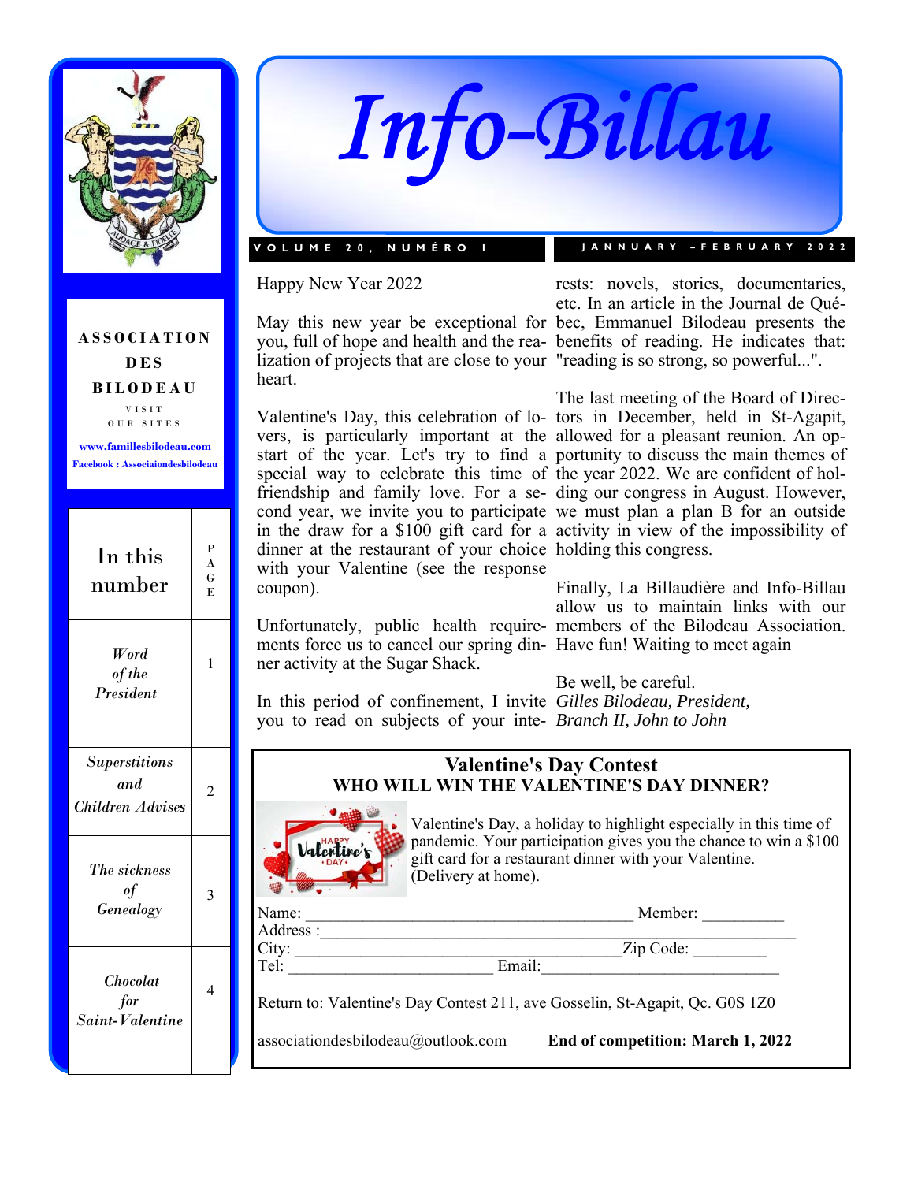# Info-Billau

**VOLUME 20, NUMÉRO 1** — **JANNUARY –FEBRUARY 2022**

**ASSOCIATION DES BILODEAU**

VISIT OUR SITES

www.famillesbilodeau.com

Facebook : Associaiondesbilodeau

| In this number | PAGE |
|---|---|
| *Word of the President* | 1 |
| *Superstitions and Children Advises* | 2 |
| *The sickness of Genealogy* | 3 |
| *Chocolat for Saint-Valentine* | 4 |

Happy New Year 2022

May this new year be exceptional for you, full of hope and health and the realization of projects that are close to your heart.

Valentine's Day, this celebration of lovers, is particularly important at the start of the year. Let's try to find a special way to celebrate this time of friendship and family love. For a second year, we invite you to participate in the draw for a $100 gift card for a dinner at the restaurant of your choice with your Valentine (see the response coupon).

Unfortunately, public health requirements force us to cancel our spring dinner activity at the Sugar Shack.

In this period of confinement, I invite you to read on subjects of your interests: novels, stories, documentaries, etc. In an article in the Journal de Québec, Emmanuel Bilodeau presents the benefits of reading. He indicates that: "reading is so strong, so powerful...".

The last meeting of the Board of Directors in December, held in St-Agapit, allowed for a pleasant reunion. An opportunity to discuss the main themes of the year 2022. We are confident of holding our congress in August. However, we must plan a plan B for an outside activity in view of the impossibility of holding this congress.

Finally, La Billaudière and Info-Billau allow us to maintain links with our members of the Bilodeau Association. Have fun! Waiting to meet again

Be well, be careful.

*Gilles Bilodeau, President,*
*Branch II, John to John*

## Valentine's Day Contest

**WHO WILL WIN THE VALENTINE'S DAY DINNER?**

Valentine's Day, a holiday to highlight especially in this time of pandemic. Your participation gives you the chance to win a $100 gift card for a restaurant dinner with your Valentine. (Delivery at home).

Name: ________________________________________ Member: __________
Address :____________________________________________________________
City: ________________________________________Zip Code: _________
Tel: _________________________ Email:_____________________________

Return to: Valentine's Day Contest 211, ave Gosselin, St-Agapit, Qc. G0S 1Z0

associationdesbilodeau@outlook.com **End of competition: March 1, 2022**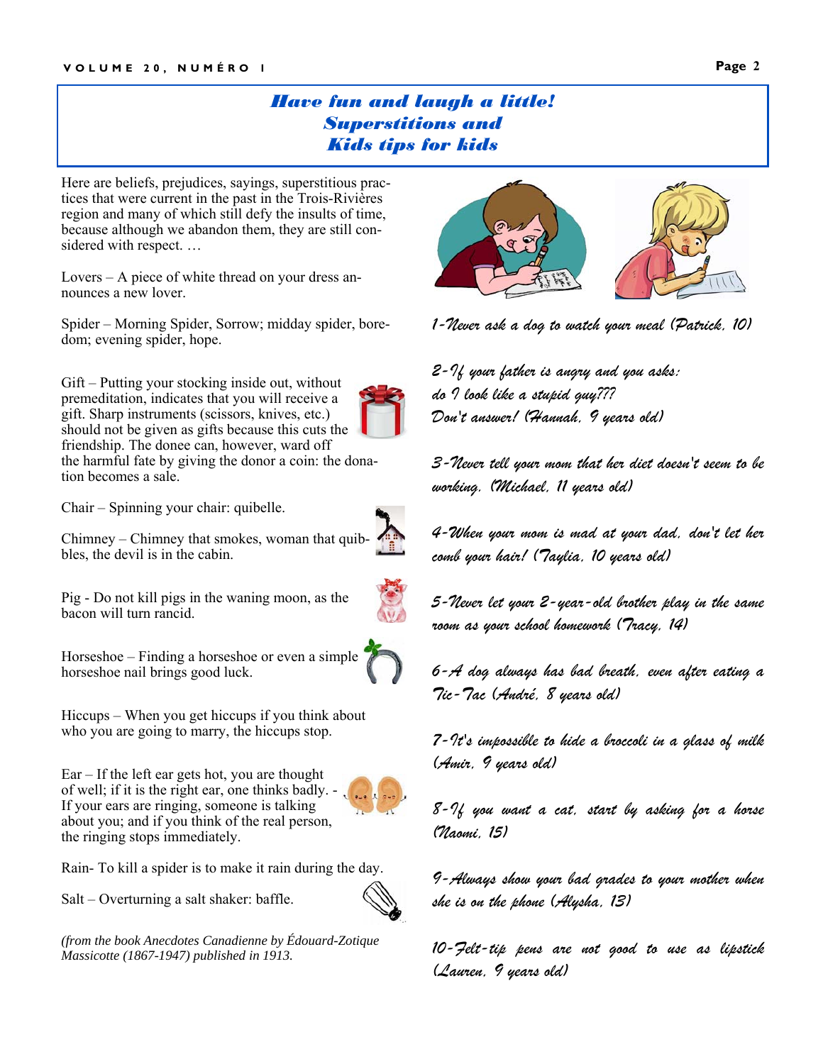## *Have fun and laugh a little! Superstitions and Kids tips for kids*

Here are beliefs, prejudices, sayings, superstitious practices that were current in the past in the Trois-Rivières region and many of which still defy the insults of time, because although we abandon them, they are still considered with respect. …

Lovers – A piece of white thread on your dress announces a new lover.

Spider – Morning Spider, Sorrow; midday spider, boredom; evening spider, hope.

Gift – Putting your stocking inside out, without premeditation, indicates that you will receive a gift. Sharp instruments (scissors, knives, etc.) should not be given as gifts because this cuts the friendship. The donee can, however, ward off the harmful fate by giving the donor a coin: the donation becomes a sale.

Chair – Spinning your chair: quibelle.

Chimney – Chimney that smokes, woman that quibbles, the devil is in the cabin.

Pig - Do not kill pigs in the waning moon, as the bacon will turn rancid.

Horseshoe – Finding a horseshoe or even a simple horseshoe nail brings good luck.

Hiccups – When you get hiccups if you think about who you are going to marry, the hiccups stop.

Ear – If the left ear gets hot, you are thought of well; if it is the right ear, one thinks badly. - If your ears are ringing, someone is talking about you; and if you think of the real person, the ringing stops immediately.

Rain- To kill a spider is to make it rain during the day.

Salt – Overturning a salt shaker: baffle.

*(from the book Anecdotes Canadienne by Édouard-Zotique Massicotte (1867-1947) published in 1913.*

*1-Never ask a dog to watch your meal (Patrick, 10)*

*2-If your father is angry and you asks: do I look like a stupid guy??? Don't answer! (Hannah, 9 years old)*

*3-Never tell your mom that her diet doesn't seem to be working. (Michael, 11 years old)*

*4-When your mom is mad at your dad, don't let her comb your hair! (Taylia, 10 years old)*

*5-Never let your 2-year-old brother play in the same room as your school homework (Tracy, 14)*

*6-A dog always has bad breath, even after eating a Tic-Tac (André, 8 years old)*

*7-It's impossible to hide a broccoli in a glass of milk (Amir, 9 years old)*

*8-If you want a cat, start by asking for a horse (Naomi, 15)*

*9-Always show your bad grades to your mother when she is on the phone (Alysha, 13)*

*10-Felt-tip pens are not good to use as lipstick (Lauren, 9 years old)*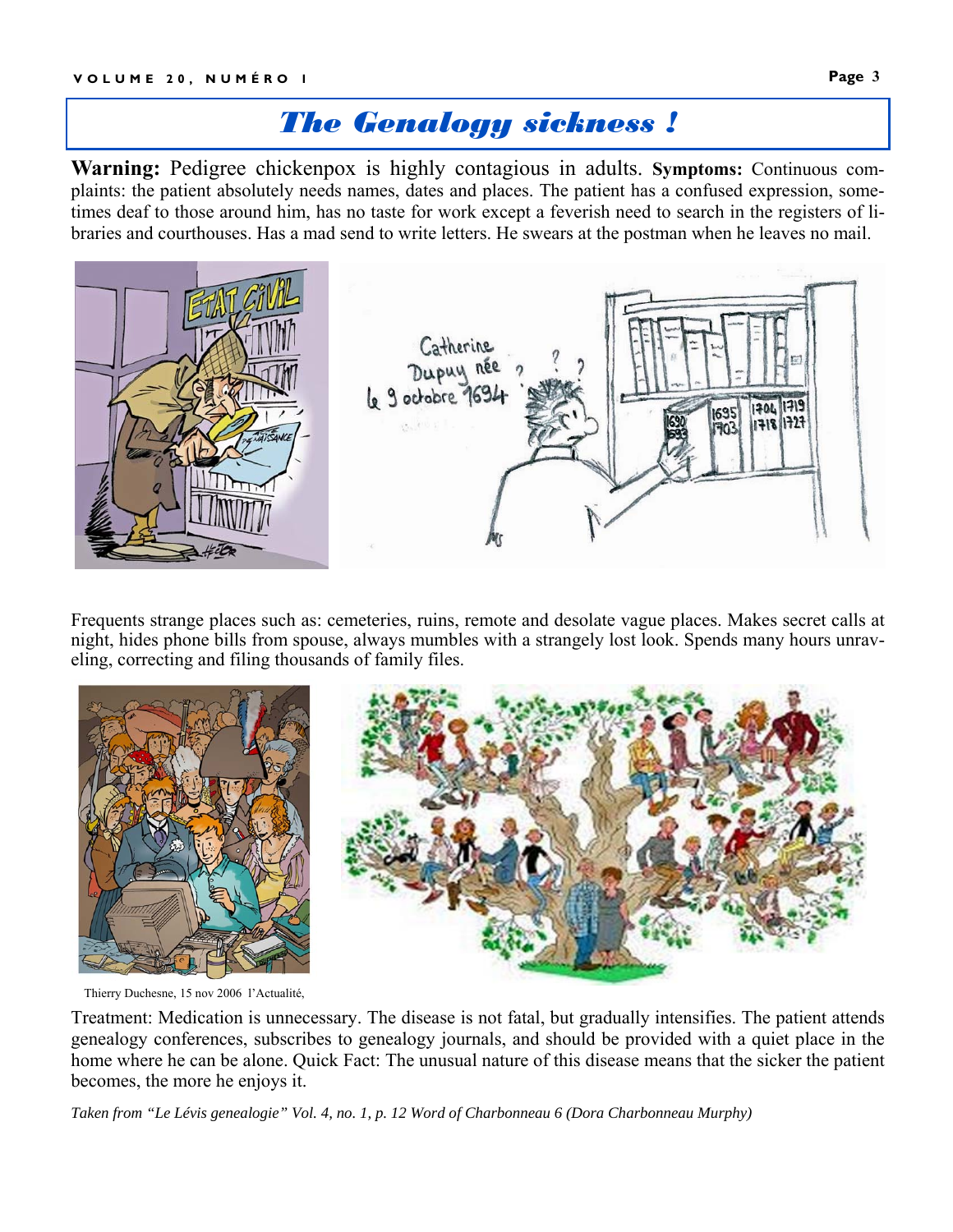# The Genalogy sickness !

**Warning:** Pedigree chickenpox is highly contagious in adults. **Symptoms:** Continuous complaints: the patient absolutely needs names, dates and places. The patient has a confused expression, sometimes deaf to those around him, has no taste for work except a feverish need to search in the registers of libraries and courthouses. Has a mad send to write letters. He swears at the postman when he leaves no mail.

Frequents strange places such as: cemeteries, ruins, remote and desolate vague places. Makes secret calls at night, hides phone bills from spouse, always mumbles with a strangely lost look. Spends many hours unraveling, correcting and filing thousands of family files.

Thierry Duchesne, 15 nov 2006 l'Actualité,

Treatment: Medication is unnecessary. The disease is not fatal, but gradually intensifies. The patient attends genealogy conferences, subscribes to genealogy journals, and should be provided with a quiet place in the home where he can be alone. Quick Fact: The unusual nature of this disease means that the sicker the patient becomes, the more he enjoys it.

*Taken from "Le Lévis genealogie" Vol. 4, no. 1, p. 12 Word of Charbonneau 6 (Dora Charbonneau Murphy)*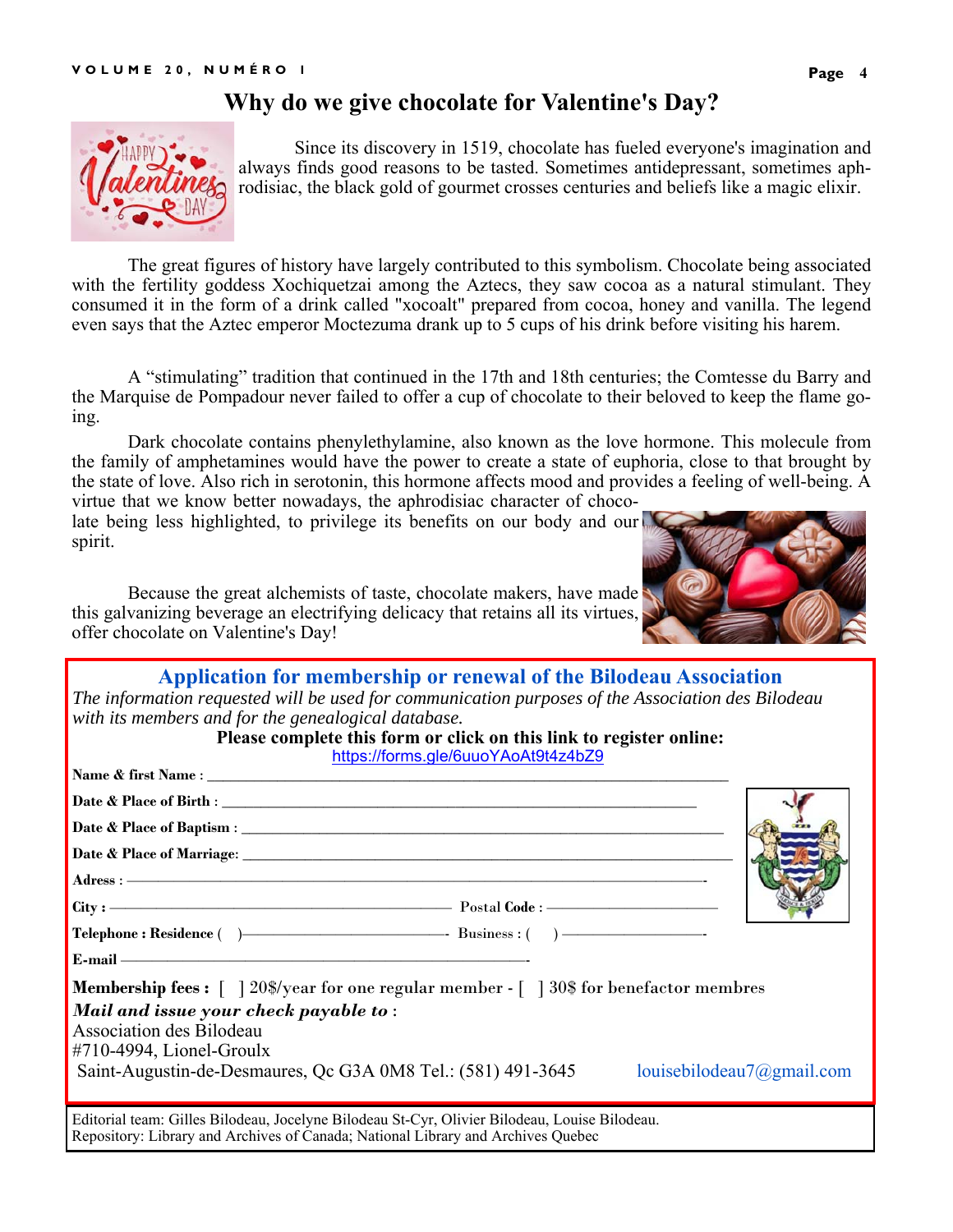## Why do we give chocolate for Valentine's Day?

Since its discovery in 1519, chocolate has fueled everyone's imagination and always finds good reasons to be tasted. Sometimes antidepressant, sometimes aphrodisiac, the black gold of gourmet crosses centuries and beliefs like a magic elixir.

The great figures of history have largely contributed to this symbolism. Chocolate being associated with the fertility goddess Xochiquetzai among the Aztecs, they saw cocoa as a natural stimulant. They consumed it in the form of a drink called "xocoalt" prepared from cocoa, honey and vanilla. The legend even says that the Aztec emperor Moctezuma drank up to 5 cups of his drink before visiting his harem.

A "stimulating" tradition that continued in the 17th and 18th centuries; the Comtesse du Barry and the Marquise de Pompadour never failed to offer a cup of chocolate to their beloved to keep the flame going.

Dark chocolate contains phenylethylamine, also known as the love hormone. This molecule from the family of amphetamines would have the power to create a state of euphoria, close to that brought by the state of love. Also rich in serotonin, this hormone affects mood and provides a feeling of well-being. A virtue that we know better nowadays, the aphrodisiac character of chocolate being less highlighted, to privilege its benefits on our body and our spirit.

Because the great alchemists of taste, chocolate makers, have made this galvanizing beverage an electrifying delicacy that retains all its virtues, offer chocolate on Valentine's Day!

### Application for membership or renewal of the Bilodeau Association

*The information requested will be used for communication purposes of the Association des Bilodeau with its members and for the genealogical database.*

**Please complete this form or click on this link to register online:**
https://forms.gle/6uuoYAoAt9t4z4bZ9

**Name & first Name :** ______________________________

**Date & Place of Birth :** ______________________________

**Date & Place of Baptism :** ______________________________

**Date & Place of Marriage:** ______________________________

**Adress :** ______________________________

**City :** ____________________ Postal **Code :** ____________________

**Telephone : Residence** ( )____________________ Business : ( ) ____________________

**E-mail** ______________________________

**Membership fees :** [ ] 20$/year for one regular member - [ ] 30$ for benefactor membres

***Mail and issue your check payable to*** :
Association des Bilodeau
#710-4994, Lionel-Groulx
Saint-Augustin-de-Desmaures, Qc G3A 0M8 Tel.: (581) 491-3645 louisebilodeau7@gmail.com

Editorial team: Gilles Bilodeau, Jocelyne Bilodeau St-Cyr, Olivier Bilodeau, Louise Bilodeau.
Repository: Library and Archives of Canada; National Library and Archives Quebec